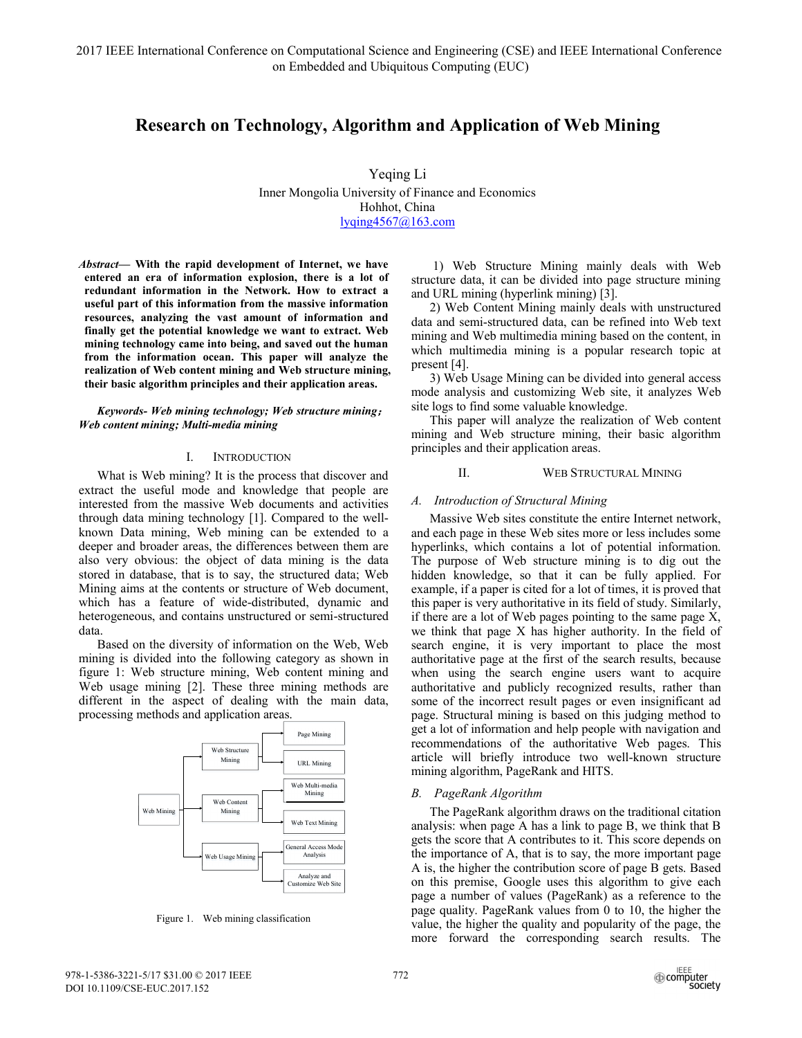# Research on Technology, Algorithm and Application of Web Mining

Yeqing Li
Inner Mongolia University of Finance and Economics
Hohhot, China
lyqing4567@163.com

***Abstract*— With the rapid development of Internet, we have entered an era of information explosion, there is a lot of redundant information in the Network. How to extract a useful part of this information from the massive information resources, analyzing the vast amount of information and finally get the potential knowledge we want to extract. Web mining technology came into being, and saved out the human from the information ocean. This paper will analyze the realization of Web content mining and Web structure mining, their basic algorithm principles and their application areas.**

***Keywords- Web mining technology; Web structure mining; Web content mining; Multi-media mining***

## I. INTRODUCTION

What is Web mining? It is the process that discover and extract the useful mode and knowledge that people are interested from the massive Web documents and activities through data mining technology [1]. Compared to the well-known Data mining, Web mining can be extended to a deeper and broader areas, the differences between them are also very obvious: the object of data mining is the data stored in database, that is to say, the structured data; Web Mining aims at the contents or structure of Web document, which has a feature of wide-distributed, dynamic and heterogeneous, and contains unstructured or semi-structured data.

Based on the diversity of information on the Web, Web mining is divided into the following category as shown in figure 1: Web structure mining, Web content mining and Web usage mining [2]. These three mining methods are different in the aspect of dealing with the main data, processing methods and application areas.

Figure 1. Web mining classification

1) Web Structure Mining mainly deals with Web structure data, it can be divided into page structure mining and URL mining (hyperlink mining) [3].

2) Web Content Mining mainly deals with unstructured data and semi-structured data, can be refined into Web text mining and Web multimedia mining based on the content, in which multimedia mining is a popular research topic at present [4].

3) Web Usage Mining can be divided into general access mode analysis and customizing Web site, it analyzes Web site logs to find some valuable knowledge.

This paper will analyze the realization of Web content mining and Web structure mining, their basic algorithm principles and their application areas.

## II. WEB STRUCTURAL MINING

### *A. Introduction of Structural Mining*

Massive Web sites constitute the entire Internet network, and each page in these Web sites more or less includes some hyperlinks, which contains a lot of potential information. The purpose of Web structure mining is to dig out the hidden knowledge, so that it can be fully applied. For example, if a paper is cited for a lot of times, it is proved that this paper is very authoritative in its field of study. Similarly, if there are a lot of Web pages pointing to the same page X, we think that page X has higher authority. In the field of search engine, it is very important to place the most authoritative page at the first of the search results, because when using the search engine users want to acquire authoritative and publicly recognized results, rather than some of the incorrect result pages or even insignificant ad page. Structural mining is based on this judging method to get a lot of information and help people with navigation and recommendations of the authoritative Web pages. This article will briefly introduce two well-known structure mining algorithm, PageRank and HITS.

### *B. PageRank Algorithm*

The PageRank algorithm draws on the traditional citation analysis: when page A has a link to page B, we think that B gets the score that A contributes to it. This score depends on the importance of A, that is to say, the more important page A is, the higher the contribution score of page B gets. Based on this premise, Google uses this algorithm to give each page a number of values (PageRank) as a reference to the page quality. PageRank values from 0 to 10, the higher the value, the higher the quality and popularity of the page, the more forward the corresponding search results. The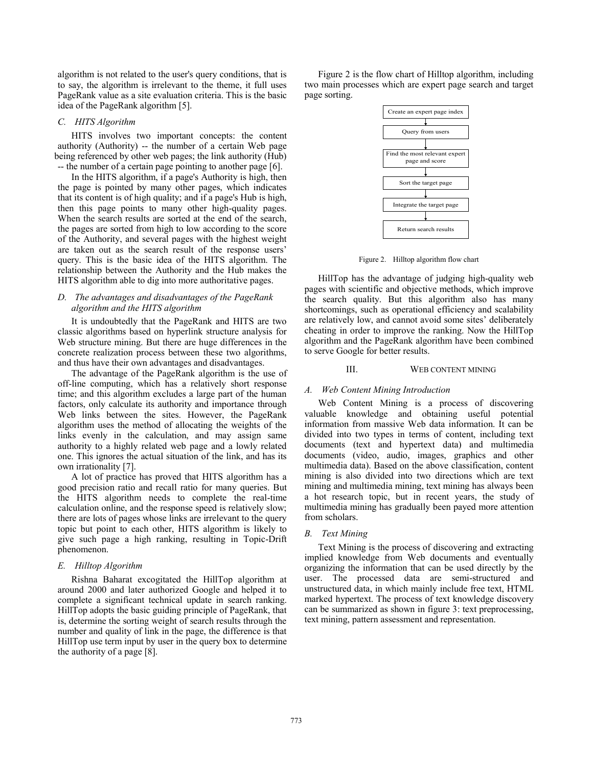algorithm is not related to the user's query conditions, that is to say, the algorithm is irrelevant to the theme, it full uses PageRank value as a site evaluation criteria. This is the basic idea of the PageRank algorithm [5].

### *C. HITS Algorithm*

HITS involves two important concepts: the content authority (Authority) -- the number of a certain Web page being referenced by other web pages; the link authority (Hub) -- the number of a certain page pointing to another page [6].

In the HITS algorithm, if a page's Authority is high, then the page is pointed by many other pages, which indicates that its content is of high quality; and if a page's Hub is high, then this page points to many other high-quality pages. When the search results are sorted at the end of the search, the pages are sorted from high to low according to the score of the Authority, and several pages with the highest weight are taken out as the search result of the response users' query. This is the basic idea of the HITS algorithm. The relationship between the Authority and the Hub makes the HITS algorithm able to dig into more authoritative pages.

### *D. The advantages and disadvantages of the PageRank algorithm and the HITS algorithm*

It is undoubtedly that the PageRank and HITS are two classic algorithms based on hyperlink structure analysis for Web structure mining. But there are huge differences in the concrete realization process between these two algorithms, and thus have their own advantages and disadvantages.

The advantage of the PageRank algorithm is the use of off-line computing, which has a relatively short response time; and this algorithm excludes a large part of the human factors, only calculate its authority and importance through Web links between the sites. However, the PageRank algorithm uses the method of allocating the weights of the links evenly in the calculation, and may assign same authority to a highly related web page and a lowly related one. This ignores the actual situation of the link, and has its own irrationality [7].

A lot of practice has proved that HITS algorithm has a good precision ratio and recall ratio for many queries. But the HITS algorithm needs to complete the real-time calculation online, and the response speed is relatively slow; there are lots of pages whose links are irrelevant to the query topic but point to each other, HITS algorithm is likely to give such page a high ranking, resulting in Topic-Drift phenomenon.

### *E. Hilltop Algorithm*

Rishna Baharat excogitated the HillTop algorithm at around 2000 and later authorized Google and helped it to complete a significant technical update in search ranking. HillTop adopts the basic guiding principle of PageRank, that is, determine the sorting weight of search results through the number and quality of link in the page, the difference is that HillTop use term input by user in the query box to determine the authority of a page [8].

Figure 2 is the flow chart of Hilltop algorithm, including two main processes which are expert page search and target page sorting.

Create an expert page index → Query from users → Find the most relevant expert page and score → Sort the target page → Integrate the target page → Return search results

Figure 2. Hilltop algorithm flow chart

HillTop has the advantage of judging high-quality web pages with scientific and objective methods, which improve the search quality. But this algorithm also has many shortcomings, such as operational efficiency and scalability are relatively low, and cannot avoid some sites' deliberately cheating in order to improve the ranking. Now the HillTop algorithm and the PageRank algorithm have been combined to serve Google for better results.

## III. WEB CONTENT MINING

### *A. Web Content Mining Introduction*

Web Content Mining is a process of discovering valuable knowledge and obtaining useful potential information from massive Web data information. It can be divided into two types in terms of content, including text documents (text and hypertext data) and multimedia documents (video, audio, images, graphics and other multimedia data). Based on the above classification, content mining is also divided into two directions which are text mining and multimedia mining, text mining has always been a hot research topic, but in recent years, the study of multimedia mining has gradually been payed more attention from scholars.

### *B. Text Mining*

Text Mining is the process of discovering and extracting implied knowledge from Web documents and eventually organizing the information that can be used directly by the user. The processed data are semi-structured and unstructured data, in which mainly include free text, HTML marked hypertext. The process of text knowledge discovery can be summarized as shown in figure 3: text preprocessing, text mining, pattern assessment and representation.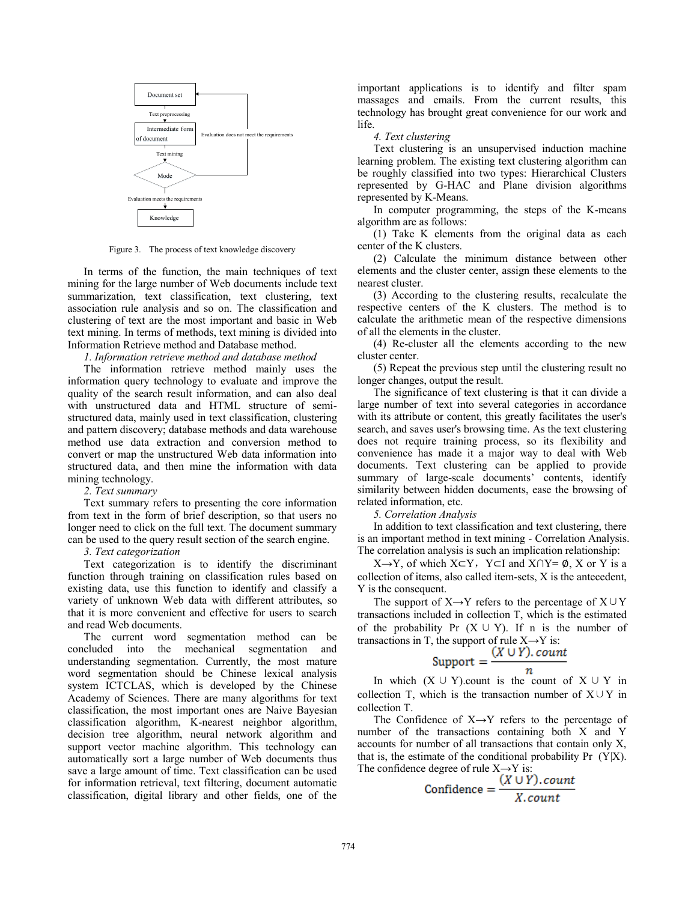Document set

Text preprocessing

Intermediate form of document

Evaluation does not meet the requirements

Text mining

Mode

Evaluation meets the requirements

Knowledge

Figure 3. The process of text knowledge discovery

In terms of the function, the main techniques of text mining for the large number of Web documents include text summarization, text classification, text clustering, text association rule analysis and so on. The classification and clustering of text are the most important and basic in Web text mining. In terms of methods, text mining is divided into Information Retrieve method and Database method.

*1. Information retrieve method and database method*

The information retrieve method mainly uses the information query technology to evaluate and improve the quality of the search result information, and can also deal with unstructured data and HTML structure of semi-structured data, mainly used in text classification, clustering and pattern discovery; database methods and data warehouse method use data extraction and conversion method to convert or map the unstructured Web data information into structured data, and then mine the information with data mining technology.

*2. Text summary*

Text summary refers to presenting the core information from text in the form of brief description, so that users no longer need to click on the full text. The document summary can be used to the query result section of the search engine.

*3. Text categorization*

Text categorization is to identify the discriminant function through training on classification rules based on existing data, use this function to identify and classify a variety of unknown Web data with different attributes, so that it is more convenient and effective for users to search and read Web documents.

The current word segmentation method can be concluded into the mechanical segmentation and understanding segmentation. Currently, the most mature word segmentation should be Chinese lexical analysis system ICTCLAS, which is developed by the Chinese Academy of Sciences. There are many algorithms for text classification, the most important ones are Naive Bayesian classification algorithm, K-nearest neighbor algorithm, decision tree algorithm, neural network algorithm and support vector machine algorithm. This technology can automatically sort a large number of Web documents thus save a large amount of time. Text classification can be used for information retrieval, text filtering, document automatic classification, digital library and other fields, one of the important applications is to identify and filter spam massages and emails. From the current results, this technology has brought great convenience for our work and life.

*4. Text clustering*

Text clustering is an unsupervised induction machine learning problem. The existing text clustering algorithm can be roughly classified into two types: Hierarchical Clusters represented by G-HAC and Plane division algorithms represented by K-Means.

In computer programming, the steps of the K-means algorithm are as follows:

(1) Take K elements from the original data as each center of the K clusters.

(2) Calculate the minimum distance between other elements and the cluster center, assign these elements to the nearest cluster.

(3) According to the clustering results, recalculate the respective centers of the K clusters. The method is to calculate the arithmetic mean of the respective dimensions of all the elements in the cluster.

(4) Re-cluster all the elements according to the new cluster center.

(5) Repeat the previous step until the clustering result no longer changes, output the result.

The significance of text clustering is that it can divide a large number of text into several categories in accordance with its attribute or content, this greatly facilitates the user's search, and saves user's browsing time. As the text clustering does not require training process, so its flexibility and convenience has made it a major way to deal with Web documents. Text clustering can be applied to provide summary of large-scale documents' contents, identify similarity between hidden documents, ease the browsing of related information, etc.

*5. Correlation Analysis*

In addition to text classification and text clustering, there is an important method in text mining - Correlation Analysis. The correlation analysis is such an implication relationship:

$X \rightarrow Y$, of which $X \subset Y$, $Y \subset I$ and $X \cap Y = \emptyset$, X or Y is a collection of items, also called item-sets, X is the antecedent, Y is the consequent.

The support of $X \rightarrow Y$ refers to the percentage of $X \cup Y$ transactions included in collection T, which is the estimated of the probability $\Pr(X \cup Y)$. If n is the number of transactions in T, the support of rule $X \rightarrow Y$ is:

$$\text{Support} = \frac{(X \cup Y).count}{n}$$

In which $(X \cup Y).count$ is the count of $X \cup Y$ in collection T, which is the transaction number of $X \cup Y$ in collection T.

The Confidence of $X \rightarrow Y$ refers to the percentage of number of the transactions containing both X and Y accounts for number of all transactions that contain only X, that is, the estimate of the conditional probability $\Pr(Y|X)$. The confidence degree of rule $X \rightarrow Y$ is:

$$\text{Confidence} = \frac{(X \cup Y).count}{X.count}$$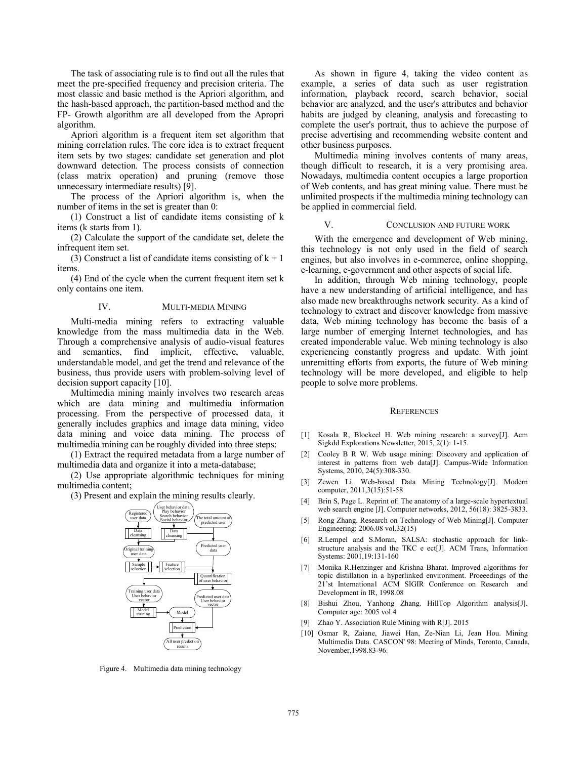The task of associating rule is to find out all the rules that meet the pre-specified frequency and precision criteria. The most classic and basic method is the Apriori algorithm, and the hash-based approach, the partition-based method and the FP- Growth algorithm are all developed from the Apropri algorithm.

Apriori algorithm is a frequent item set algorithm that mining correlation rules. The core idea is to extract frequent item sets by two stages: candidate set generation and plot downward detection. The process consists of connection (class matrix operation) and pruning (remove those unnecessary intermediate results) [9].

The process of the Apriori algorithm is, when the number of items in the set is greater than 0:

(1) Construct a list of candidate items consisting of k items (k starts from 1).

(2) Calculate the support of the candidate set, delete the infrequent item set.

(3) Construct a list of candidate items consisting of $k + 1$ items.

(4) End of the cycle when the current frequent item set k only contains one item.

## IV. MULTI-MEDIA MINING

Multi-media mining refers to extracting valuable knowledge from the mass multimedia data in the Web. Through a comprehensive analysis of audio-visual features and semantics, find implicit, effective, valuable, understandable model, and get the trend and relevance of the business, thus provide users with problem-solving level of decision support capacity [10].

Multimedia mining mainly involves two research areas which are data mining and multimedia information processing. From the perspective of processed data, it generally includes graphics and image data mining, video data mining and voice data mining. The process of multimedia mining can be roughly divided into three steps:

(1) Extract the required metadata from a large number of multimedia data and organize it into a meta-database;

(2) Use appropriate algorithmic techniques for mining multimedia content;

(3) Present and explain the mining results clearly.

Registered user data
User behavior data: Play behavior Search behavior Social behavior
The total amount of predicted user
Data cleansing
Data cleansing
Original training user data
Predicted user data
Sample selection
Feature selection
Quantification of user behavior
Training user data User behavior vector
Predicted user data User behavior vector
Model training
Model
Prediction
All user prediction results

Figure 4. Multimedia data mining technology

As shown in figure 4, taking the video content as example, a series of data such as user registration information, playback record, search behavior, social behavior are analyzed, and the user's attributes and behavior habits are judged by cleaning, analysis and forecasting to complete the user's portrait, thus to achieve the purpose of precise advertising and recommending website content and other business purposes.

Multimedia mining involves contents of many areas, though difficult to research, it is a very promising area. Nowadays, multimedia content occupies a large proportion of Web contents, and has great mining value. There must be unlimited prospects if the multimedia mining technology can be applied in commercial field.

## V. CONCLUSION AND FUTURE WORK

With the emergence and development of Web mining, this technology is not only used in the field of search engines, but also involves in e-commerce, online shopping, e-learning, e-government and other aspects of social life.

In addition, through Web mining technology, people have a new understanding of artificial intelligence, and has also made new breakthroughs network security. As a kind of technology to extract and discover knowledge from massive data, Web mining technology has become the basis of a large number of emerging Internet technologies, and has created imponderable value. Web mining technology is also experiencing constantly progress and update. With joint unremitting efforts from exports, the future of Web mining technology will be more developed, and eligible to help people to solve more problems.

## REFERENCES

[1] Kosala R, Blockeel H. Web mining research: a survey[J]. Acm Sigkdd Explorations Newsletter, 2015, 2(1): 1-15.

[2] Cooley B R W. Web usage mining: Discovery and application of interest in patterns from web data[J]. Campus-Wide Information Systems, 2010, 24(5):308-330.

[3] Zewen Li. Web-based Data Mining Technology[J]. Modern computer, 2011,3(15):51-58

[4] Brin S, Page L. Reprint of: The anatomy of a large-scale hypertextual web search engine [J]. Computer networks, 2012, 56(18): 3825-3833.

[5] Rong Zhang. Research on Technology of Web Mining[J]. Computer Engineering: 2006.08 vol.32(15)

[6] R.Lempel and S.Moran, SALSA: stochastic approach for link-structure analysis and the TKC e ect[J]. ACM Trans, Information Systems: 2001,19:131-160

[7] Monika R.Henzinger and Krishna Bharat. Improved algorithms for topic distillation in a hyperlinked environment. Proeeedings of the 21'st Internationa1 ACM SIGIR Conference on Research and Development in IR, 1998.08

[8] Bishui Zhou, Yanhong Zhang. HillTop Algorithm analysis[J]. Computer age: 2005 vol.4

[9] Zhao Y. Association Rule Mining with R[J]. 2015

[10] Osmar R, Zaiane, Jiawei Han, Ze-Nian Li, Jean Hou. Mining Multimedia Data. CASCON' 98: Meeting of Minds, Toronto, Canada, November,1998.83-96.